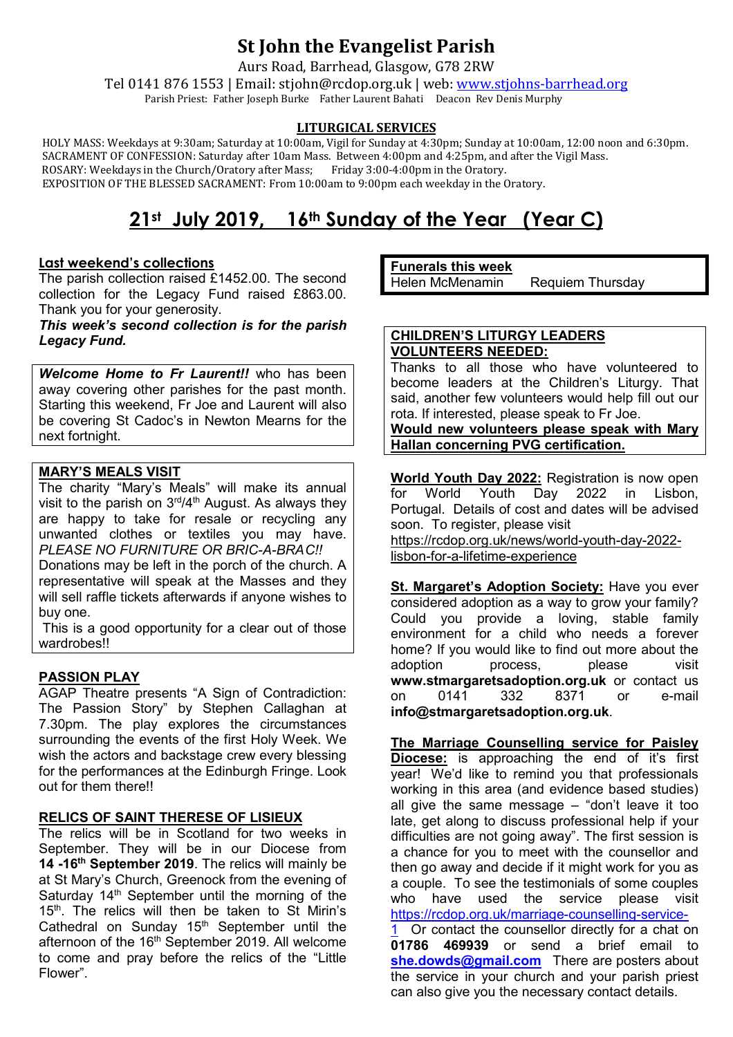# St John the Evangelist Parish

Aurs Road, Barrhead, Glasgow, G78 2RW

Tel 0141 876 1553 | Email: stjohn@rcdop.org.uk | web: www.stjohns-barrhead.org

Parish Priest: Father Joseph Burke Father Laurent Bahati Deacon Rev Denis Murphy

## LITURGICAL SERVICES

HOLY MASS: Weekdays at 9:30am; Saturday at 10:00am, Vigil for Sunday at 4:30pm; Sunday at 10:00am, 12:00 noon and 6:30pm.
SACRAMENT OF CONFESSION: Saturday after 10am Mass. Between 4:00pm and 4:25pm, and after the Vigil Mass.
ROSARY: Weekdays in the Church/Oratory after Mass; Friday 3:00-4:00pm in the Oratory.
EXPOSITION OF THE BLESSED SACRAMENT: From 10:00am to 9:00pm each weekday in the Oratory.

# 21st July 2019, 16th Sunday of the Year (Year C)

**Last weekend's collections**

The parish collection raised £1452.00. The second collection for the Legacy Fund raised £863.00. Thank you for your generosity.

***This week's second collection is for the parish Legacy Fund.***

***Welcome Home to Fr Laurent!!*** who has been away covering other parishes for the past month. Starting this weekend, Fr Joe and Laurent will also be covering St Cadoc's in Newton Mearns for the next fortnight.

**MARY'S MEALS VISIT**

The charity "Mary's Meals" will make its annual visit to the parish on 3rd/4th August. As always they are happy to take for resale or recycling any unwanted clothes or textiles you may have. *PLEASE NO FURNITURE OR BRIC-A-BRAC!!*

Donations may be left in the porch of the church. A representative will speak at the Masses and they will sell raffle tickets afterwards if anyone wishes to buy one.

This is a good opportunity for a clear out of those wardrobes!!

**PASSION PLAY**

AGAP Theatre presents "A Sign of Contradiction: The Passion Story" by Stephen Callaghan at 7.30pm. The play explores the circumstances surrounding the events of the first Holy Week. We wish the actors and backstage crew every blessing for the performances at the Edinburgh Fringe. Look out for them there!!

**RELICS OF SAINT THERESE OF LISIEUX**

The relics will be in Scotland for two weeks in September. They will be in our Diocese from **14 -16th September 2019**. The relics will mainly be at St Mary's Church, Greenock from the evening of Saturday 14th September until the morning of the 15th. The relics will then be taken to St Mirin's Cathedral on Sunday 15th September until the afternoon of the 16th September 2019. All welcome to come and pray before the relics of the "Little Flower".

**Funerals this week**

Helen McMenamin Requiem Thursday

**CHILDREN'S LITURGY LEADERS VOLUNTEERS NEEDED:**

Thanks to all those who have volunteered to become leaders at the Children's Liturgy. That said, another few volunteers would help fill out our rota. If interested, please speak to Fr Joe.

**Would new volunteers please speak with Mary Hallan concerning PVG certification.**

**World Youth Day 2022:** Registration is now open for World Youth Day 2022 in Lisbon, Portugal. Details of cost and dates will be advised soon. To register, please visit https://rcdop.org.uk/news/world-youth-day-2022-lisbon-for-a-lifetime-experience

**St. Margaret's Adoption Society:** Have you ever considered adoption as a way to grow your family? Could you provide a loving, stable family environment for a child who needs a forever home? If you would like to find out more about the adoption process, please visit **www.stmargaretsadoption.org.uk** or contact us on 0141 332 8371 or e-mail **info@stmargaretsadoption.org.uk**.

**The Marriage Counselling service for Paisley Diocese:** is approaching the end of it's first year! We'd like to remind you that professionals working in this area (and evidence based studies) all give the same message – "don't leave it too late, get along to discuss professional help if your difficulties are not going away". The first session is a chance for you to meet with the counsellor and then go away and decide if it might work for you as a couple. To see the testimonials of some couples who have used the service please visit https://rcdop.org.uk/marriage-counselling-service-1 Or contact the counsellor directly for a chat on **01786 469939** or send a brief email to **she.dowds@gmail.com** There are posters about the service in your church and your parish priest can also give you the necessary contact details.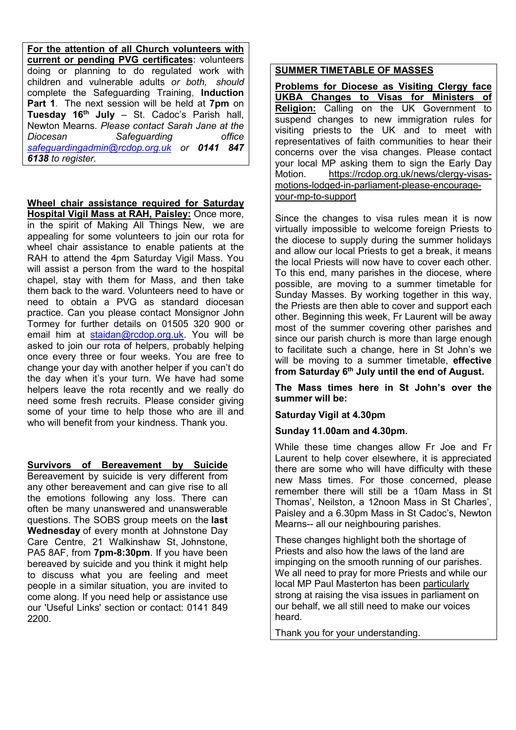**For the attention of all Church volunteers with current or pending PVG certificates:** volunteers doing or planning to do regulated work with children and vulnerable adults *or both, should* complete the Safeguarding Training, **Induction Part 1**. The next session will be held at **7pm** on **Tuesday 16th July** – St. Cadoc's Parish hall, Newton Mearns. *Please contact Sarah Jane at the Diocesan Safeguarding office safeguardingadmin@rcdop.org.uk or **0141 847 6138** to register.*

**Wheel chair assistance required for Saturday Hospital Vigil Mass at RAH, Paisley:** Once more, in the spirit of Making All Things New, we are appealing for some volunteers to join our rota for wheel chair assistance to enable patients at the RAH to attend the 4pm Saturday Vigil Mass. You will assist a person from the ward to the hospital chapel, stay with them for Mass, and then take them back to the ward. Volunteers need to have or need to obtain a PVG as standard diocesan practice. Can you please contact Monsignor John Tormey for further details on 01505 320 900 or email him at staidan@rcdop.org.uk. You will be asked to join our rota of helpers, probably helping once every three or four weeks. You are free to change your day with another helper if you can't do the day when it's your turn. We have had some helpers leave the rota recently and we really do need some fresh recruits. Please consider giving some of your time to help those who are ill and who will benefit from your kindness. Thank you.

**Survivors of Bereavement by Suicide**
Bereavement by suicide is very different from any other bereavement and can give rise to all the emotions following any loss. There can often be many unanswered and unanswerable questions. The SOBS group meets on the **last Wednesday** of every month at Johnstone Day Care Centre, 21 Walkinshaw St, Johnstone, PA5 8AF, from **7pm-8:30pm**. If you have been bereaved by suicide and you think it might help to discuss what you are feeling and meet people in a similar situation, you are invited to come along. If you need help or assistance use our 'Useful Links' section or contact: 0141 849 2200.

## SUMMER TIMETABLE OF MASSES

**Problems for Diocese as Visiting Clergy face UKBA Changes to Visas for Ministers of Religion:** Calling on the UK Government to suspend changes to new immigration rules for visiting priests to the UK and to meet with representatives of faith communities to hear their concerns over the visa changes. Please contact your local MP asking them to sign the Early Day Motion. https://rcdop.org.uk/news/clergy-visas-motions-lodged-in-parliament-please-encourage-your-mp-to-support

Since the changes to visa rules mean it is now virtually impossible to welcome foreign Priests to the diocese to supply during the summer holidays and allow our local Priests to get a break, it means the local Priests will now have to cover each other. To this end, many parishes in the diocese, where possible, are moving to a summer timetable for Sunday Masses. By working together in this way, the Priests are then able to cover and support each other. Beginning this week, Fr Laurent will be away most of the summer covering other parishes and since our parish church is more than large enough to facilitate such a change, here in St John's we will be moving to a summer timetable, **effective from Saturday 6th July until the end of August.**

**The Mass times here in St John's over the summer will be:**

**Saturday Vigil at 4.30pm**

**Sunday 11.00am and 4.30pm.**

While these time changes allow Fr Joe and Fr Laurent to help cover elsewhere, it is appreciated there are some who will have difficulty with these new Mass times. For those concerned, please remember there will still be a 10am Mass in St Thomas', Neilston, a 12noon Mass in St Charles', Paisley and a 6.30pm Mass in St Cadoc's, Newton Mearns-- all our neighbouring parishes.

These changes highlight both the shortage of Priests and also how the laws of the land are impinging on the smooth running of our parishes. We all need to pray for more Priests and while our local MP Paul Masterton has been particularly strong at raising the visa issues in parliament on our behalf, we all still need to make our voices heard.

Thank you for your understanding.